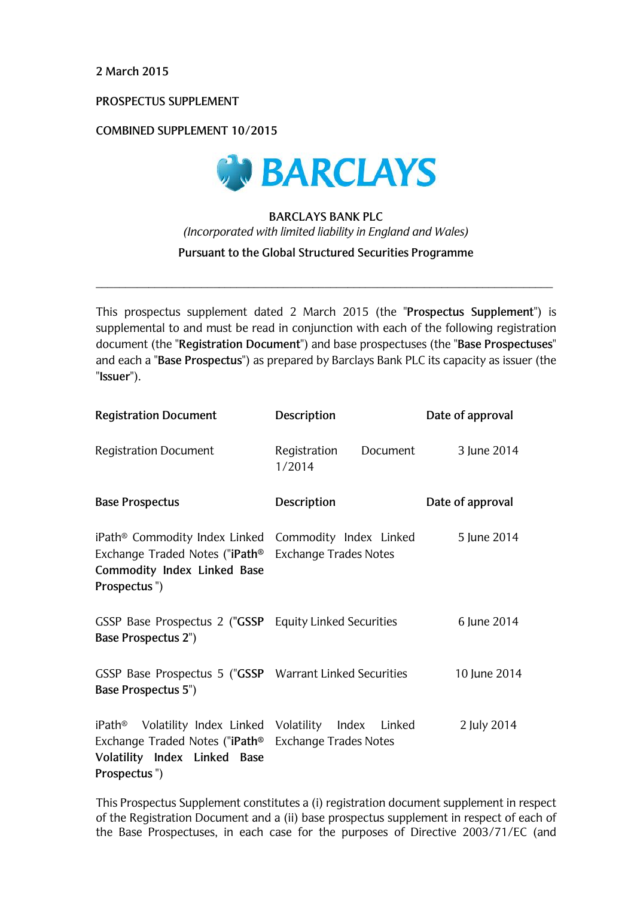2 March 2015

PROSPECTUS SUPPLEMENT

COMBINED SUPPLEMENT 10/2015

BARCLAYS

**BARCLAYS BANK PLC**

*(Incorporated with limited liability in England and Wales)*

**Pursuant to the Global Structured Securities Programme**

---

This prospectus supplement dated 2 March 2015 (the "**Prospectus Supplement**") is supplemental to and must be read in conjunction with each of the following registration document (the "**Registration Document**") and base prospectuses (the "**Base Prospectuses**" and each a "**Base Prospectus**") as prepared by Barclays Bank PLC its capacity as issuer (the "**Issuer**").

| **Registration Document** | **Description** | **Date of approval** |
|---|---|---|
| Registration Document | Registration Document 1/2014 | 3 June 2014 |
| **Base Prospectus** | **Description** | **Date of approval** |
| iPath® Commodity Index Linked Exchange Traded Notes ("**iPath® Commodity Index Linked Base Prospectus**") | Commodity Index Linked Exchange Trades Notes | 5 June 2014 |
| GSSP Base Prospectus 2 ("**GSSP Base Prospectus 2**") | Equity Linked Securities | 6 June 2014 |
| GSSP Base Prospectus 5 ("**GSSP Base Prospectus 5**") | Warrant Linked Securities | 10 June 2014 |
| iPath® Volatility Index Linked Exchange Traded Notes ("**iPath® Volatility Index Linked Base Prospectus**") | Volatility Index Linked Exchange Trades Notes | 2 July 2014 |

This Prospectus Supplement constitutes a (i) registration document supplement in respect of the Registration Document and a (ii) base prospectus supplement in respect of each of the Base Prospectuses, in each case for the purposes of Directive 2003/71/EC (and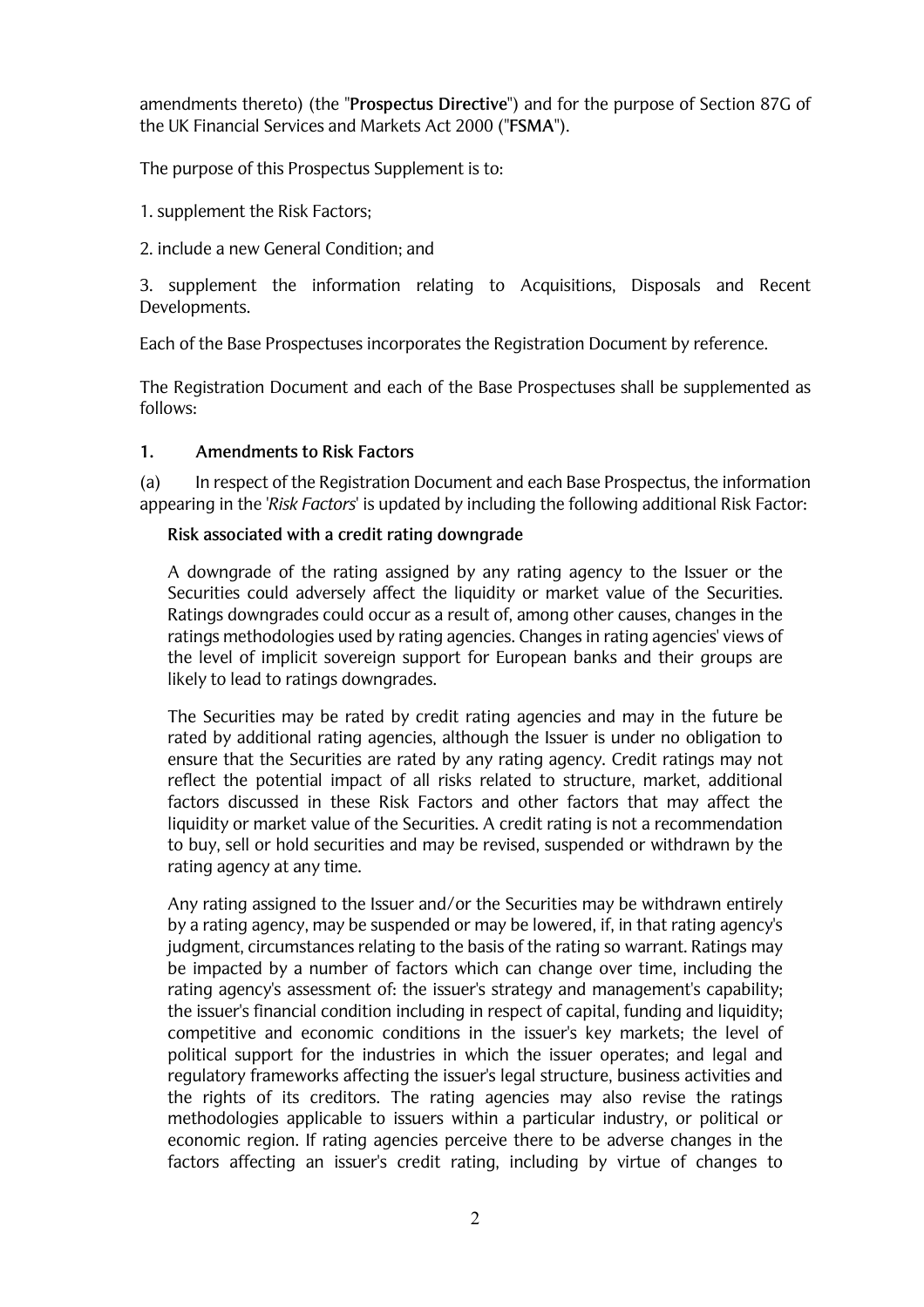amendments thereto) (the "**Prospectus Directive**") and for the purpose of Section 87G of the UK Financial Services and Markets Act 2000 ("**FSMA**").

The purpose of this Prospectus Supplement is to:

1. supplement the Risk Factors;

2. include a new General Condition; and

3. supplement the information relating to Acquisitions, Disposals and Recent Developments.

Each of the Base Prospectuses incorporates the Registration Document by reference.

The Registration Document and each of the Base Prospectuses shall be supplemented as follows:

## 1. Amendments to Risk Factors

(a) In respect of the Registration Document and each Base Prospectus, the information appearing in the '*Risk Factors*' is updated by including the following additional Risk Factor:

**Risk associated with a credit rating downgrade**

A downgrade of the rating assigned by any rating agency to the Issuer or the Securities could adversely affect the liquidity or market value of the Securities. Ratings downgrades could occur as a result of, among other causes, changes in the ratings methodologies used by rating agencies. Changes in rating agencies' views of the level of implicit sovereign support for European banks and their groups are likely to lead to ratings downgrades.

The Securities may be rated by credit rating agencies and may in the future be rated by additional rating agencies, although the Issuer is under no obligation to ensure that the Securities are rated by any rating agency. Credit ratings may not reflect the potential impact of all risks related to structure, market, additional factors discussed in these Risk Factors and other factors that may affect the liquidity or market value of the Securities. A credit rating is not a recommendation to buy, sell or hold securities and may be revised, suspended or withdrawn by the rating agency at any time.

Any rating assigned to the Issuer and/or the Securities may be withdrawn entirely by a rating agency, may be suspended or may be lowered, if, in that rating agency's judgment, circumstances relating to the basis of the rating so warrant. Ratings may be impacted by a number of factors which can change over time, including the rating agency's assessment of: the issuer's strategy and management's capability; the issuer's financial condition including in respect of capital, funding and liquidity; competitive and economic conditions in the issuer's key markets; the level of political support for the industries in which the issuer operates; and legal and regulatory frameworks affecting the issuer's legal structure, business activities and the rights of its creditors. The rating agencies may also revise the ratings methodologies applicable to issuers within a particular industry, or political or economic region. If rating agencies perceive there to be adverse changes in the factors affecting an issuer's credit rating, including by virtue of changes to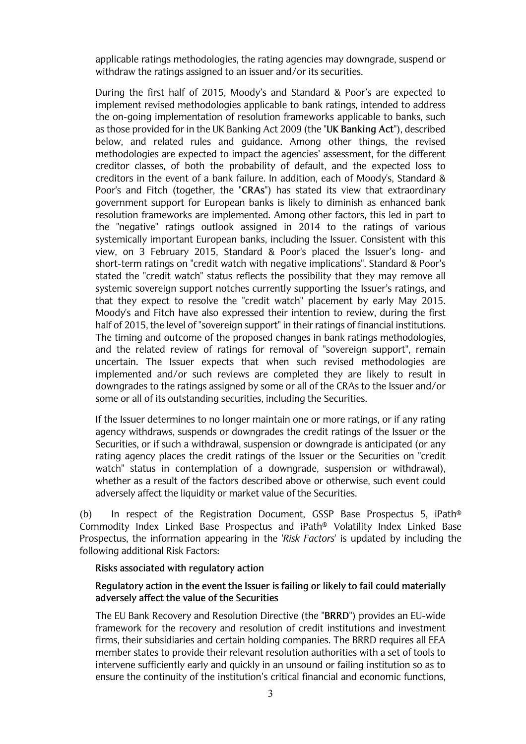applicable ratings methodologies, the rating agencies may downgrade, suspend or withdraw the ratings assigned to an issuer and/or its securities.

During the first half of 2015, Moody's and Standard & Poor's are expected to implement revised methodologies applicable to bank ratings, intended to address the on-going implementation of resolution frameworks applicable to banks, such as those provided for in the UK Banking Act 2009 (the "**UK Banking Act**"), described below, and related rules and guidance. Among other things, the revised methodologies are expected to impact the agencies' assessment, for the different creditor classes, of both the probability of default, and the expected loss to creditors in the event of a bank failure. In addition, each of Moody's, Standard & Poor's and Fitch (together, the "**CRAs**") has stated its view that extraordinary government support for European banks is likely to diminish as enhanced bank resolution frameworks are implemented. Among other factors, this led in part to the "negative" ratings outlook assigned in 2014 to the ratings of various systemically important European banks, including the Issuer. Consistent with this view, on 3 February 2015, Standard & Poor's placed the Issuer's long- and short-term ratings on "credit watch with negative implications". Standard & Poor's stated the "credit watch" status reflects the possibility that they may remove all systemic sovereign support notches currently supporting the Issuer's ratings, and that they expect to resolve the "credit watch" placement by early May 2015. Moody's and Fitch have also expressed their intention to review, during the first half of 2015, the level of "sovereign support" in their ratings of financial institutions. The timing and outcome of the proposed changes in bank ratings methodologies, and the related review of ratings for removal of "sovereign support", remain uncertain. The Issuer expects that when such revised methodologies are implemented and/or such reviews are completed they are likely to result in downgrades to the ratings assigned by some or all of the CRAs to the Issuer and/or some or all of its outstanding securities, including the Securities.

If the Issuer determines to no longer maintain one or more ratings, or if any rating agency withdraws, suspends or downgrades the credit ratings of the Issuer or the Securities, or if such a withdrawal, suspension or downgrade is anticipated (or any rating agency places the credit ratings of the Issuer or the Securities on "credit watch" status in contemplation of a downgrade, suspension or withdrawal), whether as a result of the factors described above or otherwise, such event could adversely affect the liquidity or market value of the Securities.

(b) In respect of the Registration Document, GSSP Base Prospectus 5, iPath® Commodity Index Linked Base Prospectus and iPath® Volatility Index Linked Base Prospectus, the information appearing in the '*Risk Factors*' is updated by including the following additional Risk Factors:

**Risks associated with regulatory action**

**Regulatory action in the event the Issuer is failing or likely to fail could materially adversely affect the value of the Securities**

The EU Bank Recovery and Resolution Directive (the "**BRRD**") provides an EU-wide framework for the recovery and resolution of credit institutions and investment firms, their subsidiaries and certain holding companies. The BRRD requires all EEA member states to provide their relevant resolution authorities with a set of tools to intervene sufficiently early and quickly in an unsound or failing institution so as to ensure the continuity of the institution's critical financial and economic functions,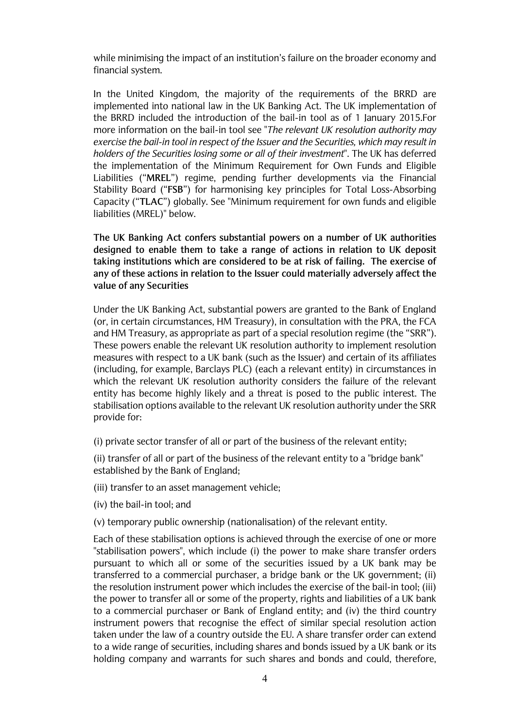while minimising the impact of an institution's failure on the broader economy and financial system.

In the United Kingdom, the majority of the requirements of the BRRD are implemented into national law in the UK Banking Act. The UK implementation of the BRRD included the introduction of the bail-in tool as of 1 January 2015.For more information on the bail-in tool see "*The relevant UK resolution authority may exercise the bail-in tool in respect of the Issuer and the Securities, which may result in holders of the Securities losing some or all of their investment*". The UK has deferred the implementation of the Minimum Requirement for Own Funds and Eligible Liabilities ("**MREL**") regime, pending further developments via the Financial Stability Board ("**FSB**") for harmonising key principles for Total Loss-Absorbing Capacity ("**TLAC**") globally. See "Minimum requirement for own funds and eligible liabilities (MREL)" below.

**The UK Banking Act confers substantial powers on a number of UK authorities designed to enable them to take a range of actions in relation to UK deposit taking institutions which are considered to be at risk of failing. The exercise of any of these actions in relation to the Issuer could materially adversely affect the value of any Securities**

Under the UK Banking Act, substantial powers are granted to the Bank of England (or, in certain circumstances, HM Treasury), in consultation with the PRA, the FCA and HM Treasury, as appropriate as part of a special resolution regime (the "SRR"). These powers enable the relevant UK resolution authority to implement resolution measures with respect to a UK bank (such as the Issuer) and certain of its affiliates (including, for example, Barclays PLC) (each a relevant entity) in circumstances in which the relevant UK resolution authority considers the failure of the relevant entity has become highly likely and a threat is posed to the public interest. The stabilisation options available to the relevant UK resolution authority under the SRR provide for:

(i) private sector transfer of all or part of the business of the relevant entity;

(ii) transfer of all or part of the business of the relevant entity to a "bridge bank" established by the Bank of England;

(iii) transfer to an asset management vehicle;

(iv) the bail-in tool; and

(v) temporary public ownership (nationalisation) of the relevant entity.

Each of these stabilisation options is achieved through the exercise of one or more "stabilisation powers", which include (i) the power to make share transfer orders pursuant to which all or some of the securities issued by a UK bank may be transferred to a commercial purchaser, a bridge bank or the UK government; (ii) the resolution instrument power which includes the exercise of the bail-in tool; (iii) the power to transfer all or some of the property, rights and liabilities of a UK bank to a commercial purchaser or Bank of England entity; and (iv) the third country instrument powers that recognise the effect of similar special resolution action taken under the law of a country outside the EU. A share transfer order can extend to a wide range of securities, including shares and bonds issued by a UK bank or its holding company and warrants for such shares and bonds and could, therefore,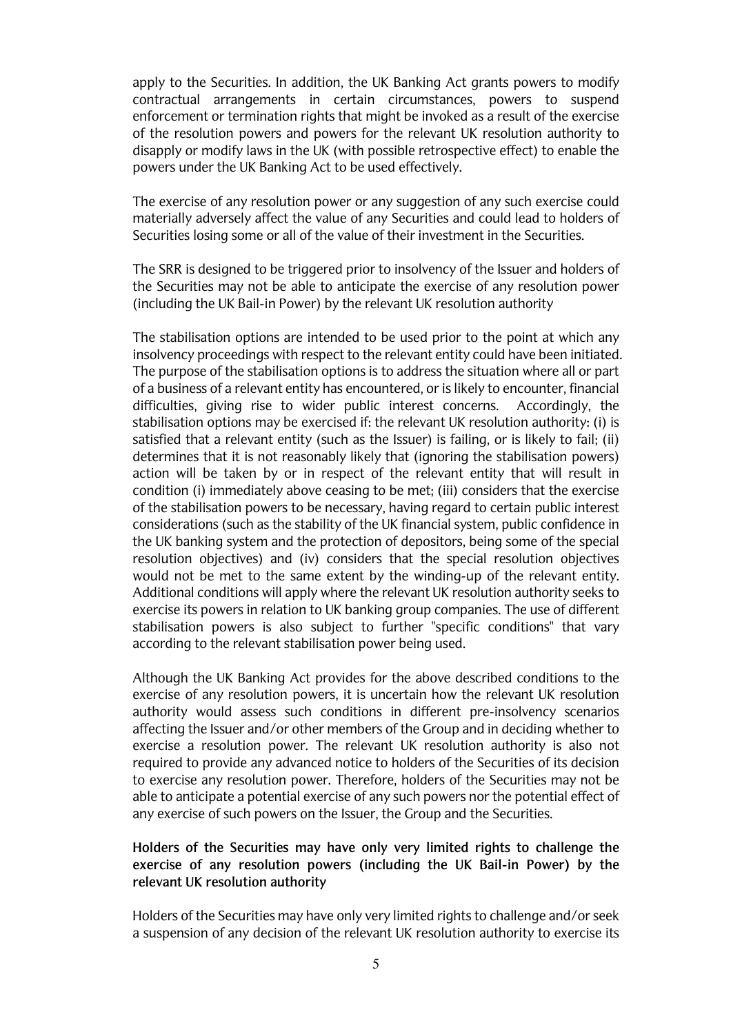apply to the Securities. In addition, the UK Banking Act grants powers to modify contractual arrangements in certain circumstances, powers to suspend enforcement or termination rights that might be invoked as a result of the exercise of the resolution powers and powers for the relevant UK resolution authority to disapply or modify laws in the UK (with possible retrospective effect) to enable the powers under the UK Banking Act to be used effectively.

The exercise of any resolution power or any suggestion of any such exercise could materially adversely affect the value of any Securities and could lead to holders of Securities losing some or all of the value of their investment in the Securities.

The SRR is designed to be triggered prior to insolvency of the Issuer and holders of the Securities may not be able to anticipate the exercise of any resolution power (including the UK Bail-in Power) by the relevant UK resolution authority

The stabilisation options are intended to be used prior to the point at which any insolvency proceedings with respect to the relevant entity could have been initiated. The purpose of the stabilisation options is to address the situation where all or part of a business of a relevant entity has encountered, or is likely to encounter, financial difficulties, giving rise to wider public interest concerns. Accordingly, the stabilisation options may be exercised if: the relevant UK resolution authority: (i) is satisfied that a relevant entity (such as the Issuer) is failing, or is likely to fail; (ii) determines that it is not reasonably likely that (ignoring the stabilisation powers) action will be taken by or in respect of the relevant entity that will result in condition (i) immediately above ceasing to be met; (iii) considers that the exercise of the stabilisation powers to be necessary, having regard to certain public interest considerations (such as the stability of the UK financial system, public confidence in the UK banking system and the protection of depositors, being some of the special resolution objectives) and (iv) considers that the special resolution objectives would not be met to the same extent by the winding-up of the relevant entity. Additional conditions will apply where the relevant UK resolution authority seeks to exercise its powers in relation to UK banking group companies. The use of different stabilisation powers is also subject to further "specific conditions" that vary according to the relevant stabilisation power being used.

Although the UK Banking Act provides for the above described conditions to the exercise of any resolution powers, it is uncertain how the relevant UK resolution authority would assess such conditions in different pre-insolvency scenarios affecting the Issuer and/or other members of the Group and in deciding whether to exercise a resolution power. The relevant UK resolution authority is also not required to provide any advanced notice to holders of the Securities of its decision to exercise any resolution power. Therefore, holders of the Securities may not be able to anticipate a potential exercise of any such powers nor the potential effect of any exercise of such powers on the Issuer, the Group and the Securities.

**Holders of the Securities may have only very limited rights to challenge the exercise of any resolution powers (including the UK Bail-in Power) by the relevant UK resolution authority**

Holders of the Securities may have only very limited rights to challenge and/or seek a suspension of any decision of the relevant UK resolution authority to exercise its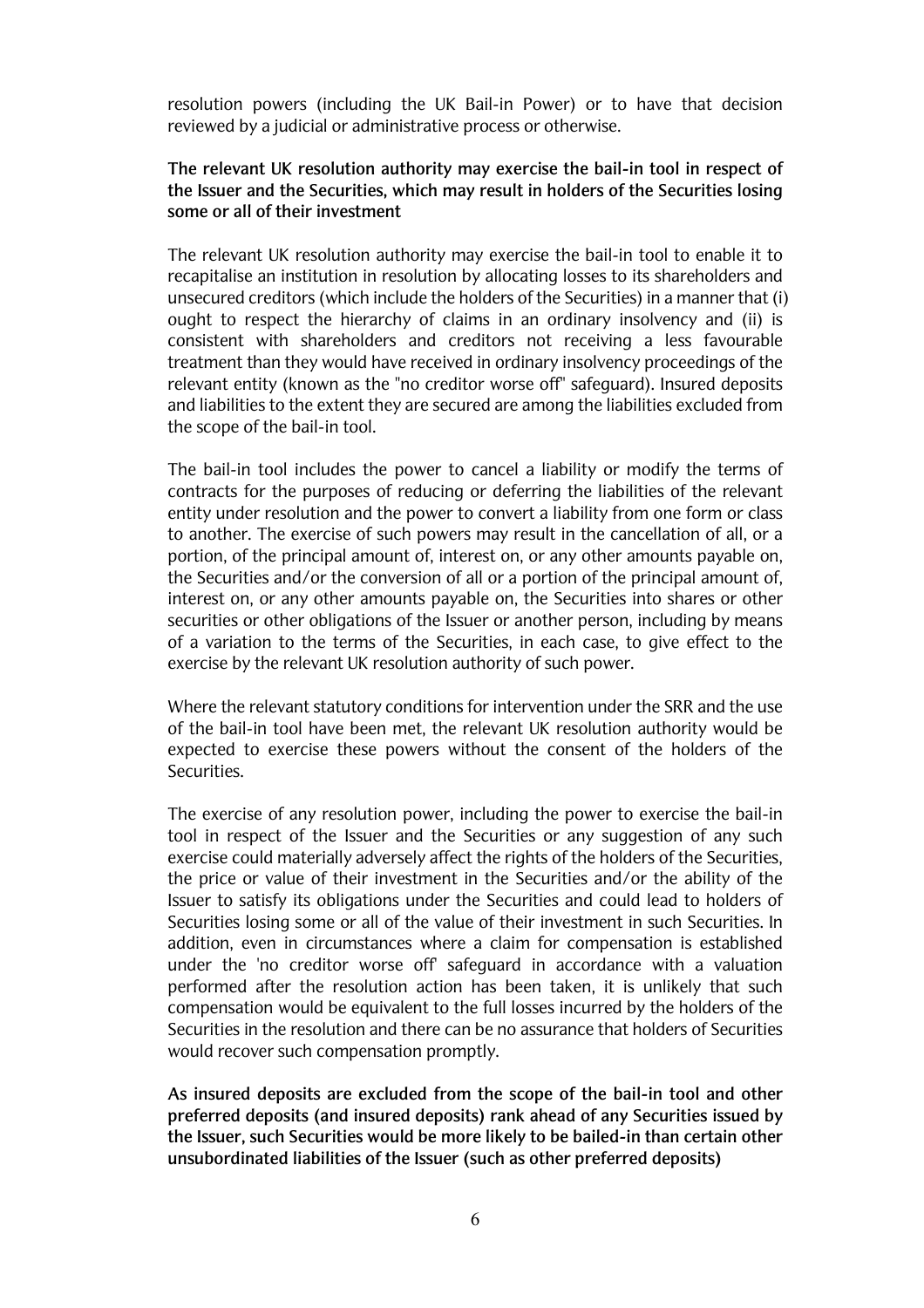resolution powers (including the UK Bail-in Power) or to have that decision reviewed by a judicial or administrative process or otherwise.

**The relevant UK resolution authority may exercise the bail-in tool in respect of the Issuer and the Securities, which may result in holders of the Securities losing some or all of their investment**

The relevant UK resolution authority may exercise the bail-in tool to enable it to recapitalise an institution in resolution by allocating losses to its shareholders and unsecured creditors (which include the holders of the Securities) in a manner that (i) ought to respect the hierarchy of claims in an ordinary insolvency and (ii) is consistent with shareholders and creditors not receiving a less favourable treatment than they would have received in ordinary insolvency proceedings of the relevant entity (known as the "no creditor worse off" safeguard). Insured deposits and liabilities to the extent they are secured are among the liabilities excluded from the scope of the bail-in tool.

The bail-in tool includes the power to cancel a liability or modify the terms of contracts for the purposes of reducing or deferring the liabilities of the relevant entity under resolution and the power to convert a liability from one form or class to another. The exercise of such powers may result in the cancellation of all, or a portion, of the principal amount of, interest on, or any other amounts payable on, the Securities and/or the conversion of all or a portion of the principal amount of, interest on, or any other amounts payable on, the Securities into shares or other securities or other obligations of the Issuer or another person, including by means of a variation to the terms of the Securities, in each case, to give effect to the exercise by the relevant UK resolution authority of such power.

Where the relevant statutory conditions for intervention under the SRR and the use of the bail-in tool have been met, the relevant UK resolution authority would be expected to exercise these powers without the consent of the holders of the Securities.

The exercise of any resolution power, including the power to exercise the bail-in tool in respect of the Issuer and the Securities or any suggestion of any such exercise could materially adversely affect the rights of the holders of the Securities, the price or value of their investment in the Securities and/or the ability of the Issuer to satisfy its obligations under the Securities and could lead to holders of Securities losing some or all of the value of their investment in such Securities. In addition, even in circumstances where a claim for compensation is established under the 'no creditor worse off' safeguard in accordance with a valuation performed after the resolution action has been taken, it is unlikely that such compensation would be equivalent to the full losses incurred by the holders of the Securities in the resolution and there can be no assurance that holders of Securities would recover such compensation promptly.

**As insured deposits are excluded from the scope of the bail-in tool and other preferred deposits (and insured deposits) rank ahead of any Securities issued by the Issuer, such Securities would be more likely to be bailed-in than certain other unsubordinated liabilities of the Issuer (such as other preferred deposits)**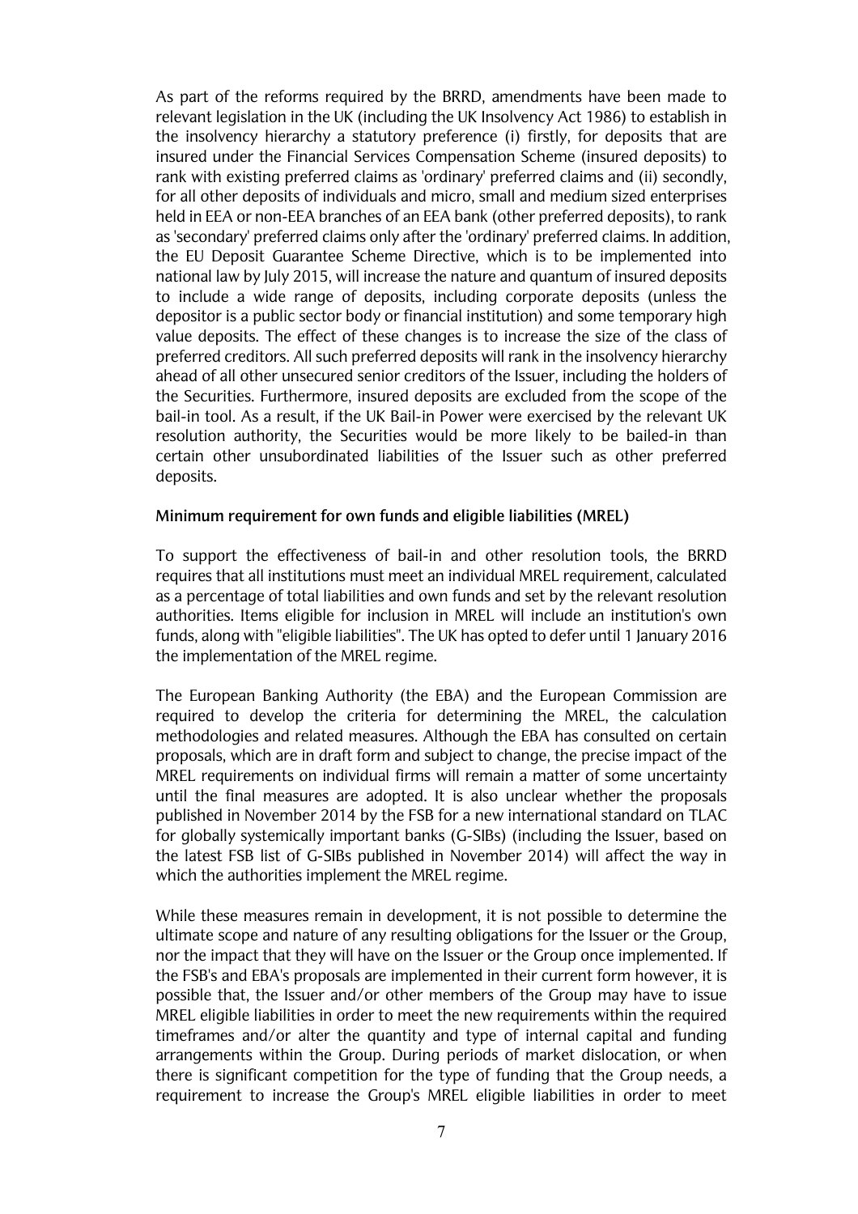As part of the reforms required by the BRRD, amendments have been made to relevant legislation in the UK (including the UK Insolvency Act 1986) to establish in the insolvency hierarchy a statutory preference (i) firstly, for deposits that are insured under the Financial Services Compensation Scheme (insured deposits) to rank with existing preferred claims as 'ordinary' preferred claims and (ii) secondly, for all other deposits of individuals and micro, small and medium sized enterprises held in EEA or non-EEA branches of an EEA bank (other preferred deposits), to rank as 'secondary' preferred claims only after the 'ordinary' preferred claims. In addition, the EU Deposit Guarantee Scheme Directive, which is to be implemented into national law by July 2015, will increase the nature and quantum of insured deposits to include a wide range of deposits, including corporate deposits (unless the depositor is a public sector body or financial institution) and some temporary high value deposits. The effect of these changes is to increase the size of the class of preferred creditors. All such preferred deposits will rank in the insolvency hierarchy ahead of all other unsecured senior creditors of the Issuer, including the holders of the Securities. Furthermore, insured deposits are excluded from the scope of the bail-in tool. As a result, if the UK Bail-in Power were exercised by the relevant UK resolution authority, the Securities would be more likely to be bailed-in than certain other unsubordinated liabilities of the Issuer such as other preferred deposits.

**Minimum requirement for own funds and eligible liabilities (MREL)**

To support the effectiveness of bail-in and other resolution tools, the BRRD requires that all institutions must meet an individual MREL requirement, calculated as a percentage of total liabilities and own funds and set by the relevant resolution authorities. Items eligible for inclusion in MREL will include an institution's own funds, along with "eligible liabilities". The UK has opted to defer until 1 January 2016 the implementation of the MREL regime.

The European Banking Authority (the EBA) and the European Commission are required to develop the criteria for determining the MREL, the calculation methodologies and related measures. Although the EBA has consulted on certain proposals, which are in draft form and subject to change, the precise impact of the MREL requirements on individual firms will remain a matter of some uncertainty until the final measures are adopted. It is also unclear whether the proposals published in November 2014 by the FSB for a new international standard on TLAC for globally systemically important banks (G-SIBs) (including the Issuer, based on the latest FSB list of G-SIBs published in November 2014) will affect the way in which the authorities implement the MREL regime.

While these measures remain in development, it is not possible to determine the ultimate scope and nature of any resulting obligations for the Issuer or the Group, nor the impact that they will have on the Issuer or the Group once implemented. If the FSB's and EBA's proposals are implemented in their current form however, it is possible that, the Issuer and/or other members of the Group may have to issue MREL eligible liabilities in order to meet the new requirements within the required timeframes and/or alter the quantity and type of internal capital and funding arrangements within the Group. During periods of market dislocation, or when there is significant competition for the type of funding that the Group needs, a requirement to increase the Group's MREL eligible liabilities in order to meet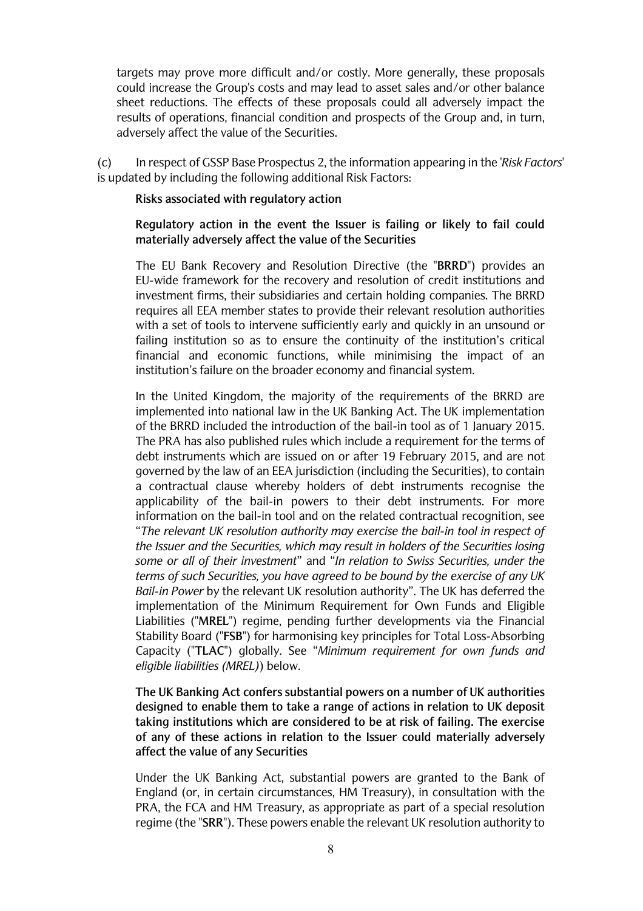targets may prove more difficult and/or costly. More generally, these proposals could increase the Group's costs and may lead to asset sales and/or other balance sheet reductions. The effects of these proposals could all adversely impact the results of operations, financial condition and prospects of the Group and, in turn, adversely affect the value of the Securities.

(c) In respect of GSSP Base Prospectus 2, the information appearing in the '*Risk Factors*' is updated by including the following additional Risk Factors:

**Risks associated with regulatory action**

**Regulatory action in the event the Issuer is failing or likely to fail could materially adversely affect the value of the Securities**

The EU Bank Recovery and Resolution Directive (the "**BRRD**") provides an EU-wide framework for the recovery and resolution of credit institutions and investment firms, their subsidiaries and certain holding companies. The BRRD requires all EEA member states to provide their relevant resolution authorities with a set of tools to intervene sufficiently early and quickly in an unsound or failing institution so as to ensure the continuity of the institution's critical financial and economic functions, while minimising the impact of an institution's failure on the broader economy and financial system.

In the United Kingdom, the majority of the requirements of the BRRD are implemented into national law in the UK Banking Act. The UK implementation of the BRRD included the introduction of the bail-in tool as of 1 January 2015. The PRA has also published rules which include a requirement for the terms of debt instruments which are issued on or after 19 February 2015, and are not governed by the law of an EEA jurisdiction (including the Securities), to contain a contractual clause whereby holders of debt instruments recognise the applicability of the bail-in powers to their debt instruments. For more information on the bail-in tool and on the related contractual recognition, see "*The relevant UK resolution authority may exercise the bail-in tool in respect of the Issuer and the Securities, which may result in holders of the Securities losing some or all of their investment*" and "*In relation to Swiss Securities, under the terms of such Securities, you have agreed to be bound by the exercise of any UK Bail-in Power* by the relevant UK resolution authority". The UK has deferred the implementation of the Minimum Requirement for Own Funds and Eligible Liabilities ("**MREL**") regime, pending further developments via the Financial Stability Board ("**FSB**") for harmonising key principles for Total Loss-Absorbing Capacity ("**TLAC**") globally. See "*Minimum requirement for own funds and eligible liabilities (MREL)*) below.

**The UK Banking Act confers substantial powers on a number of UK authorities designed to enable them to take a range of actions in relation to UK deposit taking institutions which are considered to be at risk of failing. The exercise of any of these actions in relation to the Issuer could materially adversely affect the value of any Securities**

Under the UK Banking Act, substantial powers are granted to the Bank of England (or, in certain circumstances, HM Treasury), in consultation with the PRA, the FCA and HM Treasury, as appropriate as part of a special resolution regime (the "**SRR**"). These powers enable the relevant UK resolution authority to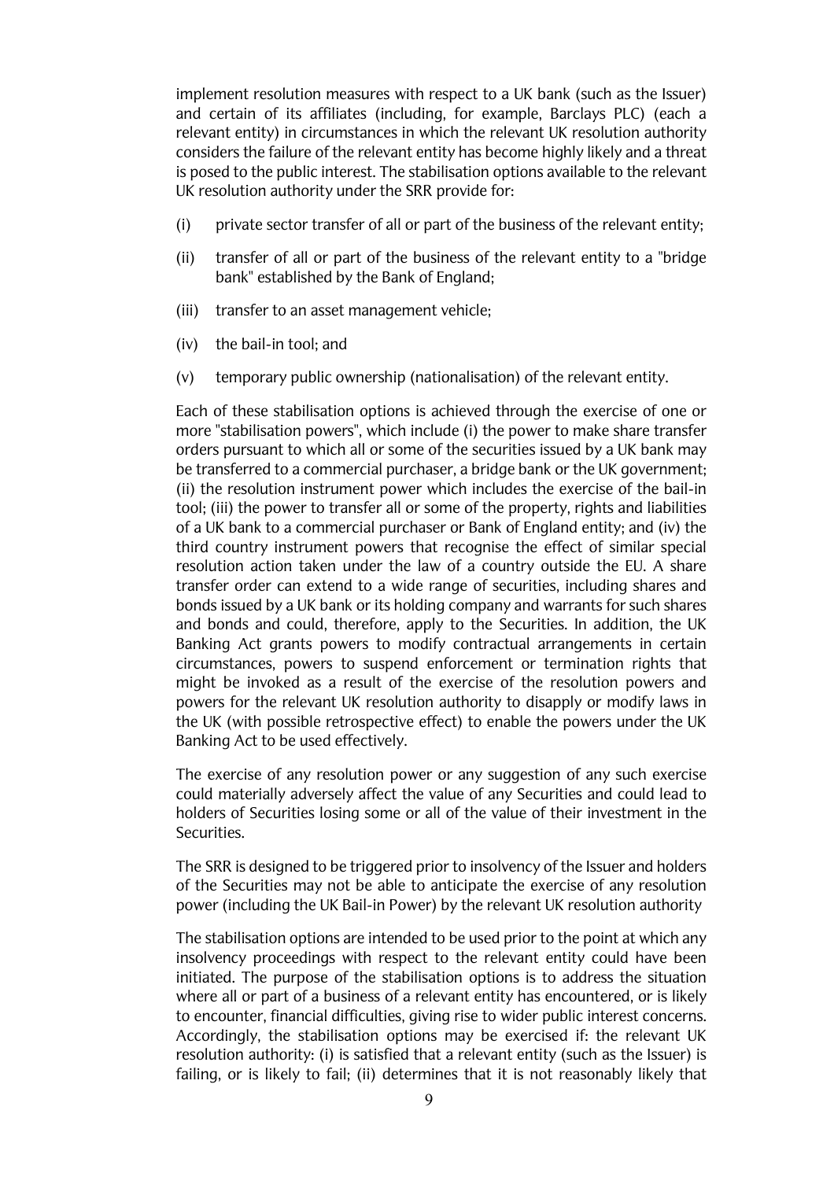implement resolution measures with respect to a UK bank (such as the Issuer) and certain of its affiliates (including, for example, Barclays PLC) (each a relevant entity) in circumstances in which the relevant UK resolution authority considers the failure of the relevant entity has become highly likely and a threat is posed to the public interest. The stabilisation options available to the relevant UK resolution authority under the SRR provide for:

(i) private sector transfer of all or part of the business of the relevant entity;

(ii) transfer of all or part of the business of the relevant entity to a "bridge bank" established by the Bank of England;

(iii) transfer to an asset management vehicle;

(iv) the bail-in tool; and

(v) temporary public ownership (nationalisation) of the relevant entity.

Each of these stabilisation options is achieved through the exercise of one or more "stabilisation powers", which include (i) the power to make share transfer orders pursuant to which all or some of the securities issued by a UK bank may be transferred to a commercial purchaser, a bridge bank or the UK government; (ii) the resolution instrument power which includes the exercise of the bail-in tool; (iii) the power to transfer all or some of the property, rights and liabilities of a UK bank to a commercial purchaser or Bank of England entity; and (iv) the third country instrument powers that recognise the effect of similar special resolution action taken under the law of a country outside the EU. A share transfer order can extend to a wide range of securities, including shares and bonds issued by a UK bank or its holding company and warrants for such shares and bonds and could, therefore, apply to the Securities. In addition, the UK Banking Act grants powers to modify contractual arrangements in certain circumstances, powers to suspend enforcement or termination rights that might be invoked as a result of the exercise of the resolution powers and powers for the relevant UK resolution authority to disapply or modify laws in the UK (with possible retrospective effect) to enable the powers under the UK Banking Act to be used effectively.

The exercise of any resolution power or any suggestion of any such exercise could materially adversely affect the value of any Securities and could lead to holders of Securities losing some or all of the value of their investment in the Securities.

The SRR is designed to be triggered prior to insolvency of the Issuer and holders of the Securities may not be able to anticipate the exercise of any resolution power (including the UK Bail-in Power) by the relevant UK resolution authority

The stabilisation options are intended to be used prior to the point at which any insolvency proceedings with respect to the relevant entity could have been initiated. The purpose of the stabilisation options is to address the situation where all or part of a business of a relevant entity has encountered, or is likely to encounter, financial difficulties, giving rise to wider public interest concerns. Accordingly, the stabilisation options may be exercised if: the relevant UK resolution authority: (i) is satisfied that a relevant entity (such as the Issuer) is failing, or is likely to fail; (ii) determines that it is not reasonably likely that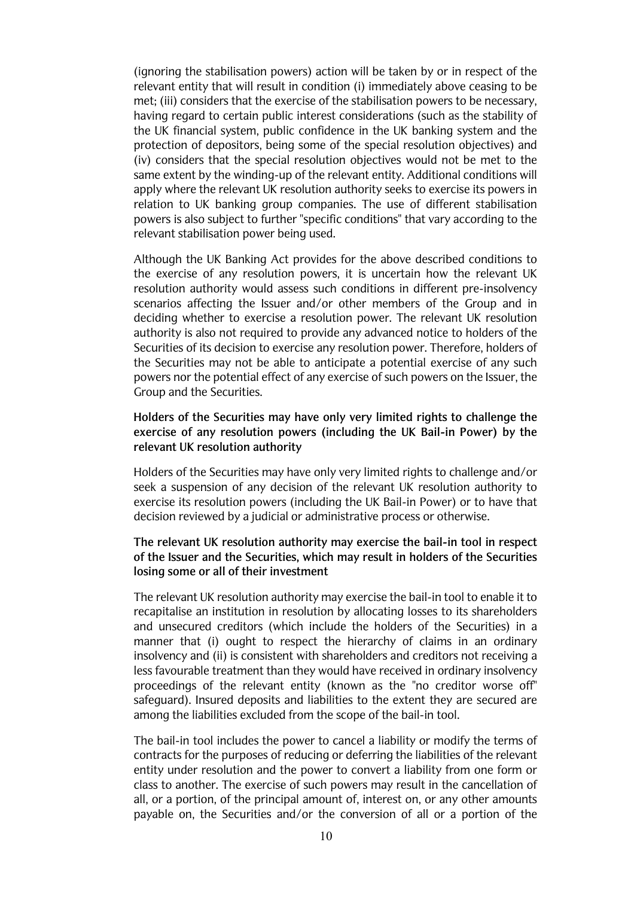(ignoring the stabilisation powers) action will be taken by or in respect of the relevant entity that will result in condition (i) immediately above ceasing to be met; (iii) considers that the exercise of the stabilisation powers to be necessary, having regard to certain public interest considerations (such as the stability of the UK financial system, public confidence in the UK banking system and the protection of depositors, being some of the special resolution objectives) and (iv) considers that the special resolution objectives would not be met to the same extent by the winding-up of the relevant entity. Additional conditions will apply where the relevant UK resolution authority seeks to exercise its powers in relation to UK banking group companies. The use of different stabilisation powers is also subject to further "specific conditions" that vary according to the relevant stabilisation power being used.

Although the UK Banking Act provides for the above described conditions to the exercise of any resolution powers, it is uncertain how the relevant UK resolution authority would assess such conditions in different pre-insolvency scenarios affecting the Issuer and/or other members of the Group and in deciding whether to exercise a resolution power. The relevant UK resolution authority is also not required to provide any advanced notice to holders of the Securities of its decision to exercise any resolution power. Therefore, holders of the Securities may not be able to anticipate a potential exercise of any such powers nor the potential effect of any exercise of such powers on the Issuer, the Group and the Securities.

**Holders of the Securities may have only very limited rights to challenge the exercise of any resolution powers (including the UK Bail-in Power) by the relevant UK resolution authority**

Holders of the Securities may have only very limited rights to challenge and/or seek a suspension of any decision of the relevant UK resolution authority to exercise its resolution powers (including the UK Bail-in Power) or to have that decision reviewed by a judicial or administrative process or otherwise.

**The relevant UK resolution authority may exercise the bail-in tool in respect of the Issuer and the Securities, which may result in holders of the Securities losing some or all of their investment**

The relevant UK resolution authority may exercise the bail-in tool to enable it to recapitalise an institution in resolution by allocating losses to its shareholders and unsecured creditors (which include the holders of the Securities) in a manner that (i) ought to respect the hierarchy of claims in an ordinary insolvency and (ii) is consistent with shareholders and creditors not receiving a less favourable treatment than they would have received in ordinary insolvency proceedings of the relevant entity (known as the "no creditor worse off" safeguard). Insured deposits and liabilities to the extent they are secured are among the liabilities excluded from the scope of the bail-in tool.

The bail-in tool includes the power to cancel a liability or modify the terms of contracts for the purposes of reducing or deferring the liabilities of the relevant entity under resolution and the power to convert a liability from one form or class to another. The exercise of such powers may result in the cancellation of all, or a portion, of the principal amount of, interest on, or any other amounts payable on, the Securities and/or the conversion of all or a portion of the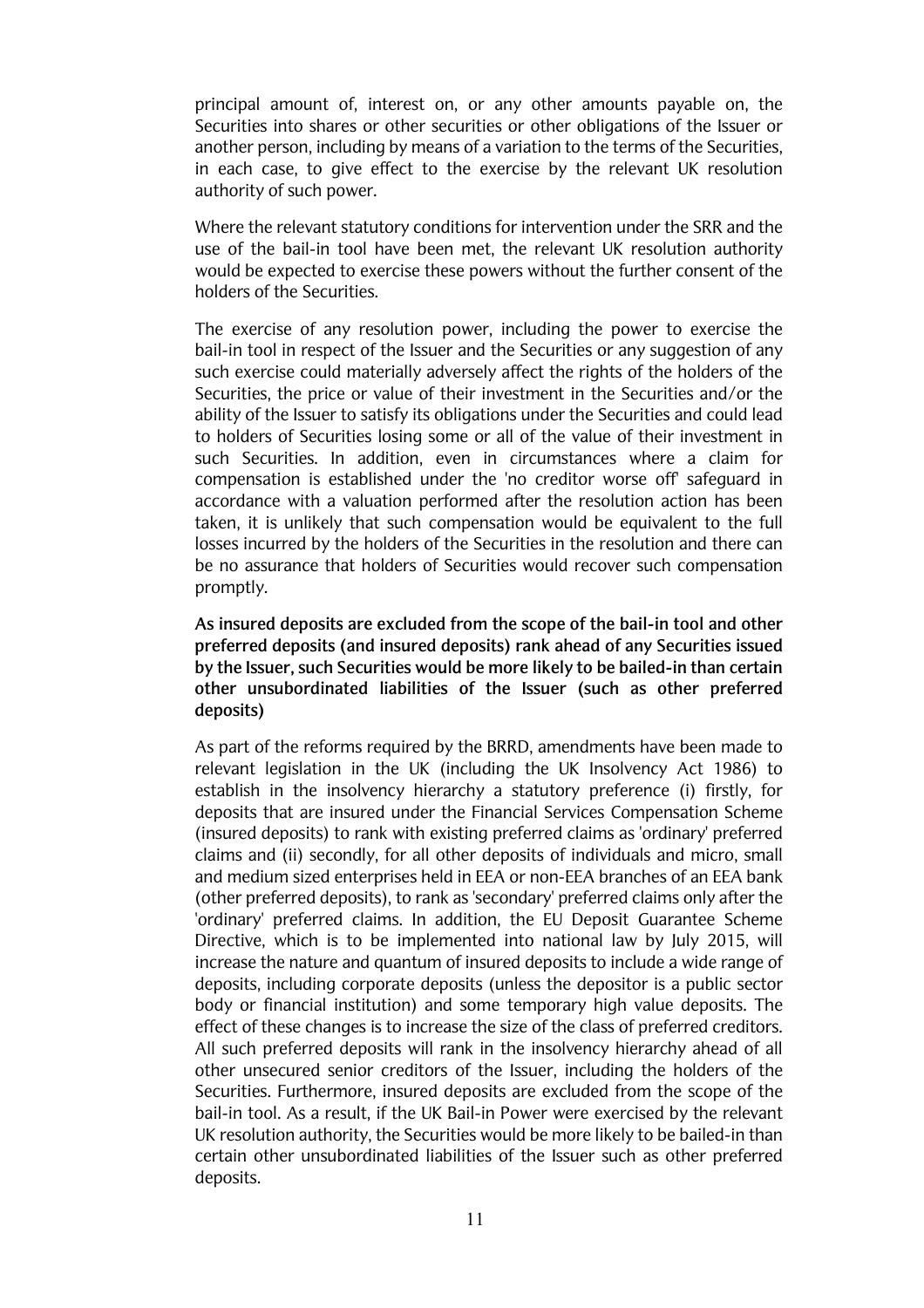principal amount of, interest on, or any other amounts payable on, the Securities into shares or other securities or other obligations of the Issuer or another person, including by means of a variation to the terms of the Securities, in each case, to give effect to the exercise by the relevant UK resolution authority of such power.

Where the relevant statutory conditions for intervention under the SRR and the use of the bail-in tool have been met, the relevant UK resolution authority would be expected to exercise these powers without the further consent of the holders of the Securities.

The exercise of any resolution power, including the power to exercise the bail-in tool in respect of the Issuer and the Securities or any suggestion of any such exercise could materially adversely affect the rights of the holders of the Securities, the price or value of their investment in the Securities and/or the ability of the Issuer to satisfy its obligations under the Securities and could lead to holders of Securities losing some or all of the value of their investment in such Securities. In addition, even in circumstances where a claim for compensation is established under the 'no creditor worse off' safeguard in accordance with a valuation performed after the resolution action has been taken, it is unlikely that such compensation would be equivalent to the full losses incurred by the holders of the Securities in the resolution and there can be no assurance that holders of Securities would recover such compensation promptly.

**As insured deposits are excluded from the scope of the bail-in tool and other preferred deposits (and insured deposits) rank ahead of any Securities issued by the Issuer, such Securities would be more likely to be bailed-in than certain other unsubordinated liabilities of the Issuer (such as other preferred deposits)**

As part of the reforms required by the BRRD, amendments have been made to relevant legislation in the UK (including the UK Insolvency Act 1986) to establish in the insolvency hierarchy a statutory preference (i) firstly, for deposits that are insured under the Financial Services Compensation Scheme (insured deposits) to rank with existing preferred claims as 'ordinary' preferred claims and (ii) secondly, for all other deposits of individuals and micro, small and medium sized enterprises held in EEA or non-EEA branches of an EEA bank (other preferred deposits), to rank as 'secondary' preferred claims only after the 'ordinary' preferred claims. In addition, the EU Deposit Guarantee Scheme Directive, which is to be implemented into national law by July 2015, will increase the nature and quantum of insured deposits to include a wide range of deposits, including corporate deposits (unless the depositor is a public sector body or financial institution) and some temporary high value deposits. The effect of these changes is to increase the size of the class of preferred creditors. All such preferred deposits will rank in the insolvency hierarchy ahead of all other unsecured senior creditors of the Issuer, including the holders of the Securities. Furthermore, insured deposits are excluded from the scope of the bail-in tool. As a result, if the UK Bail-in Power were exercised by the relevant UK resolution authority, the Securities would be more likely to be bailed-in than certain other unsubordinated liabilities of the Issuer such as other preferred deposits.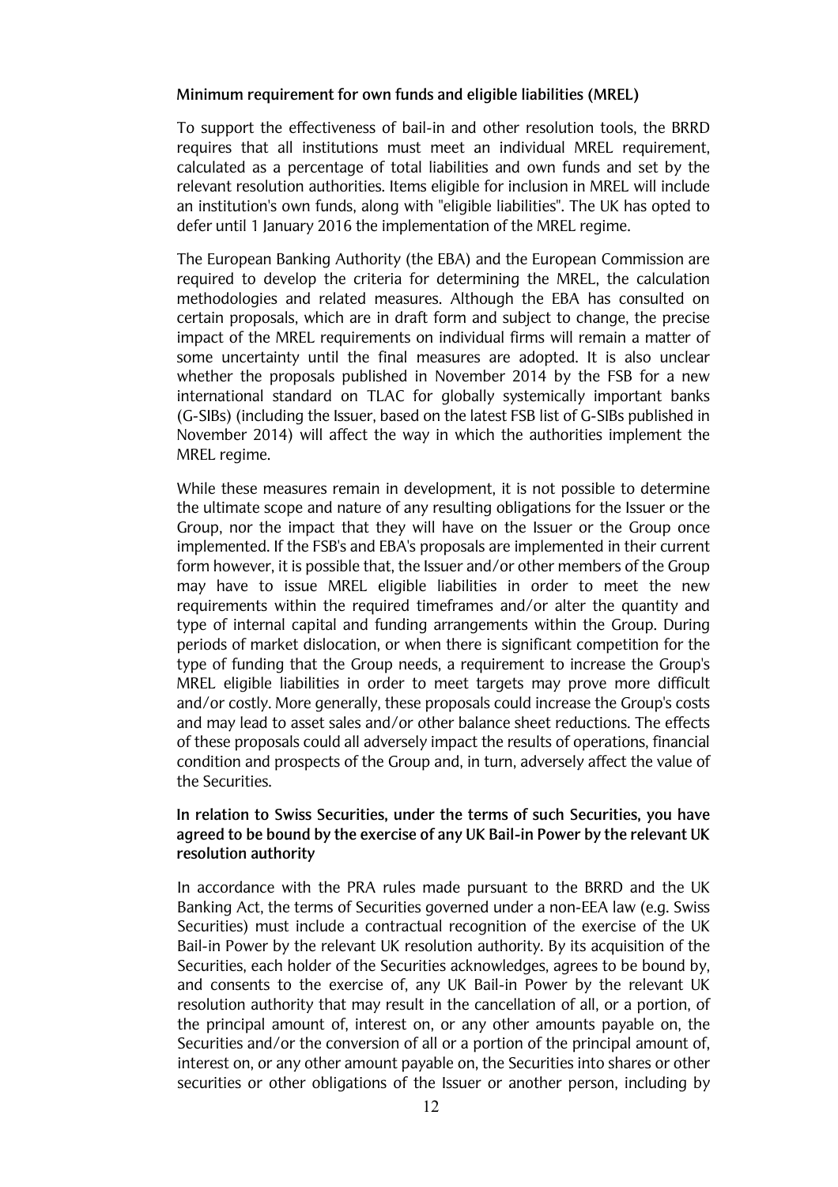### Minimum requirement for own funds and eligible liabilities (MREL)

To support the effectiveness of bail-in and other resolution tools, the BRRD requires that all institutions must meet an individual MREL requirement, calculated as a percentage of total liabilities and own funds and set by the relevant resolution authorities. Items eligible for inclusion in MREL will include an institution's own funds, along with "eligible liabilities". The UK has opted to defer until 1 January 2016 the implementation of the MREL regime.

The European Banking Authority (the EBA) and the European Commission are required to develop the criteria for determining the MREL, the calculation methodologies and related measures. Although the EBA has consulted on certain proposals, which are in draft form and subject to change, the precise impact of the MREL requirements on individual firms will remain a matter of some uncertainty until the final measures are adopted. It is also unclear whether the proposals published in November 2014 by the FSB for a new international standard on TLAC for globally systemically important banks (G-SIBs) (including the Issuer, based on the latest FSB list of G-SIBs published in November 2014) will affect the way in which the authorities implement the MREL regime.

While these measures remain in development, it is not possible to determine the ultimate scope and nature of any resulting obligations for the Issuer or the Group, nor the impact that they will have on the Issuer or the Group once implemented. If the FSB's and EBA's proposals are implemented in their current form however, it is possible that, the Issuer and/or other members of the Group may have to issue MREL eligible liabilities in order to meet the new requirements within the required timeframes and/or alter the quantity and type of internal capital and funding arrangements within the Group. During periods of market dislocation, or when there is significant competition for the type of funding that the Group needs, a requirement to increase the Group's MREL eligible liabilities in order to meet targets may prove more difficult and/or costly. More generally, these proposals could increase the Group's costs and may lead to asset sales and/or other balance sheet reductions. The effects of these proposals could all adversely impact the results of operations, financial condition and prospects of the Group and, in turn, adversely affect the value of the Securities.

### In relation to Swiss Securities, under the terms of such Securities, you have agreed to be bound by the exercise of any UK Bail-in Power by the relevant UK resolution authority

In accordance with the PRA rules made pursuant to the BRRD and the UK Banking Act, the terms of Securities governed under a non-EEA law (e.g. Swiss Securities) must include a contractual recognition of the exercise of the UK Bail-in Power by the relevant UK resolution authority. By its acquisition of the Securities, each holder of the Securities acknowledges, agrees to be bound by, and consents to the exercise of, any UK Bail-in Power by the relevant UK resolution authority that may result in the cancellation of all, or a portion, of the principal amount of, interest on, or any other amounts payable on, the Securities and/or the conversion of all or a portion of the principal amount of, interest on, or any other amount payable on, the Securities into shares or other securities or other obligations of the Issuer or another person, including by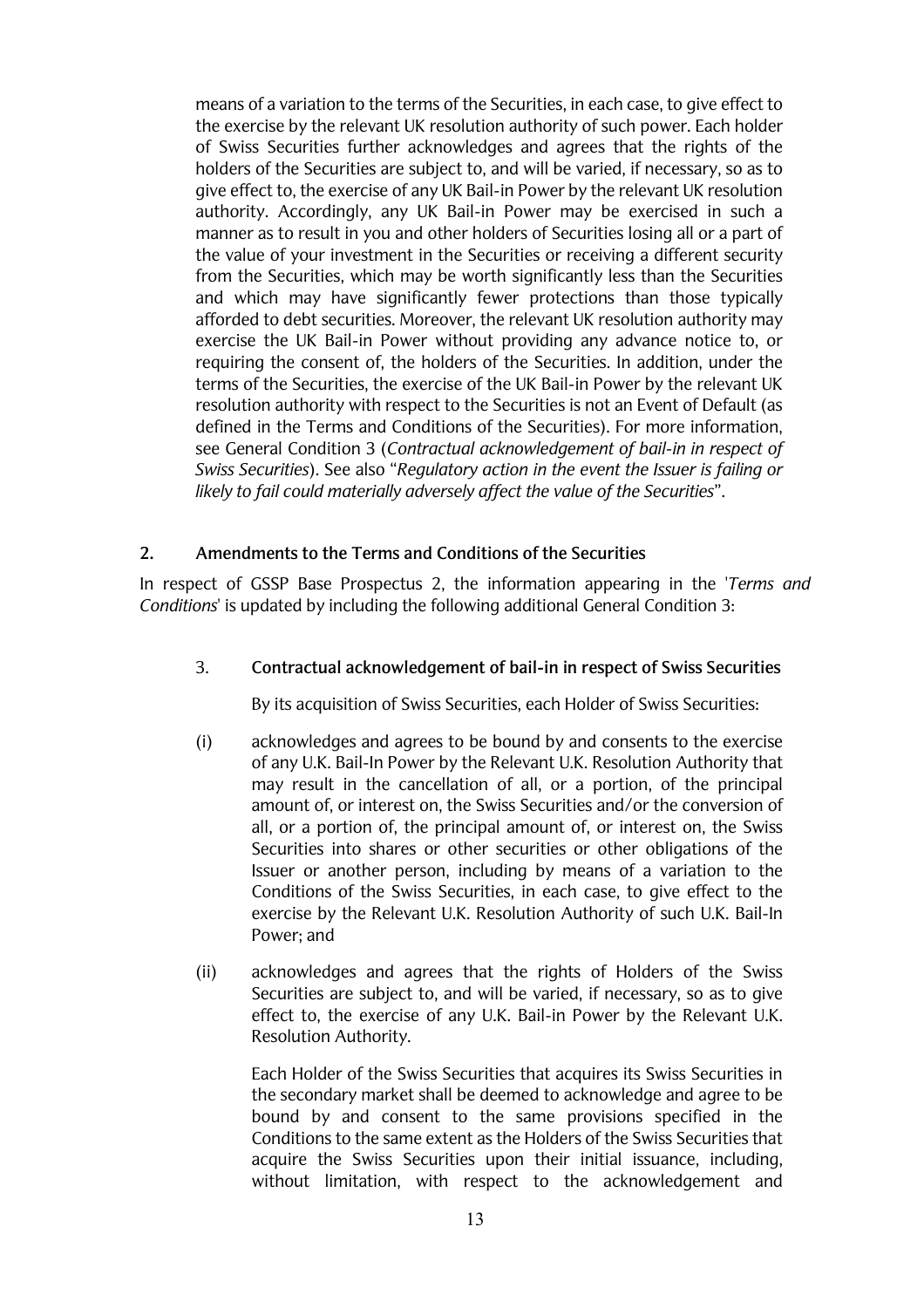means of a variation to the terms of the Securities, in each case, to give effect to the exercise by the relevant UK resolution authority of such power. Each holder of Swiss Securities further acknowledges and agrees that the rights of the holders of the Securities are subject to, and will be varied, if necessary, so as to give effect to, the exercise of any UK Bail-in Power by the relevant UK resolution authority. Accordingly, any UK Bail-in Power may be exercised in such a manner as to result in you and other holders of Securities losing all or a part of the value of your investment in the Securities or receiving a different security from the Securities, which may be worth significantly less than the Securities and which may have significantly fewer protections than those typically afforded to debt securities. Moreover, the relevant UK resolution authority may exercise the UK Bail-in Power without providing any advance notice to, or requiring the consent of, the holders of the Securities. In addition, under the terms of the Securities, the exercise of the UK Bail-in Power by the relevant UK resolution authority with respect to the Securities is not an Event of Default (as defined in the Terms and Conditions of the Securities). For more information, see General Condition 3 (*Contractual acknowledgement of bail-in in respect of Swiss Securities*). See also "*Regulatory action in the event the Issuer is failing or likely to fail could materially adversely affect the value of the Securities*".

## 2. Amendments to the Terms and Conditions of the Securities

In respect of GSSP Base Prospectus 2, the information appearing in the '*Terms and Conditions*' is updated by including the following additional General Condition 3:

### 3. Contractual acknowledgement of bail-in in respect of Swiss Securities

By its acquisition of Swiss Securities, each Holder of Swiss Securities:

(i) acknowledges and agrees to be bound by and consents to the exercise of any U.K. Bail-In Power by the Relevant U.K. Resolution Authority that may result in the cancellation of all, or a portion, of the principal amount of, or interest on, the Swiss Securities and/or the conversion of all, or a portion of, the principal amount of, or interest on, the Swiss Securities into shares or other securities or other obligations of the Issuer or another person, including by means of a variation to the Conditions of the Swiss Securities, in each case, to give effect to the exercise by the Relevant U.K. Resolution Authority of such U.K. Bail-In Power; and

(ii) acknowledges and agrees that the rights of Holders of the Swiss Securities are subject to, and will be varied, if necessary, so as to give effect to, the exercise of any U.K. Bail-in Power by the Relevant U.K. Resolution Authority.

Each Holder of the Swiss Securities that acquires its Swiss Securities in the secondary market shall be deemed to acknowledge and agree to be bound by and consent to the same provisions specified in the Conditions to the same extent as the Holders of the Swiss Securities that acquire the Swiss Securities upon their initial issuance, including, without limitation, with respect to the acknowledgement and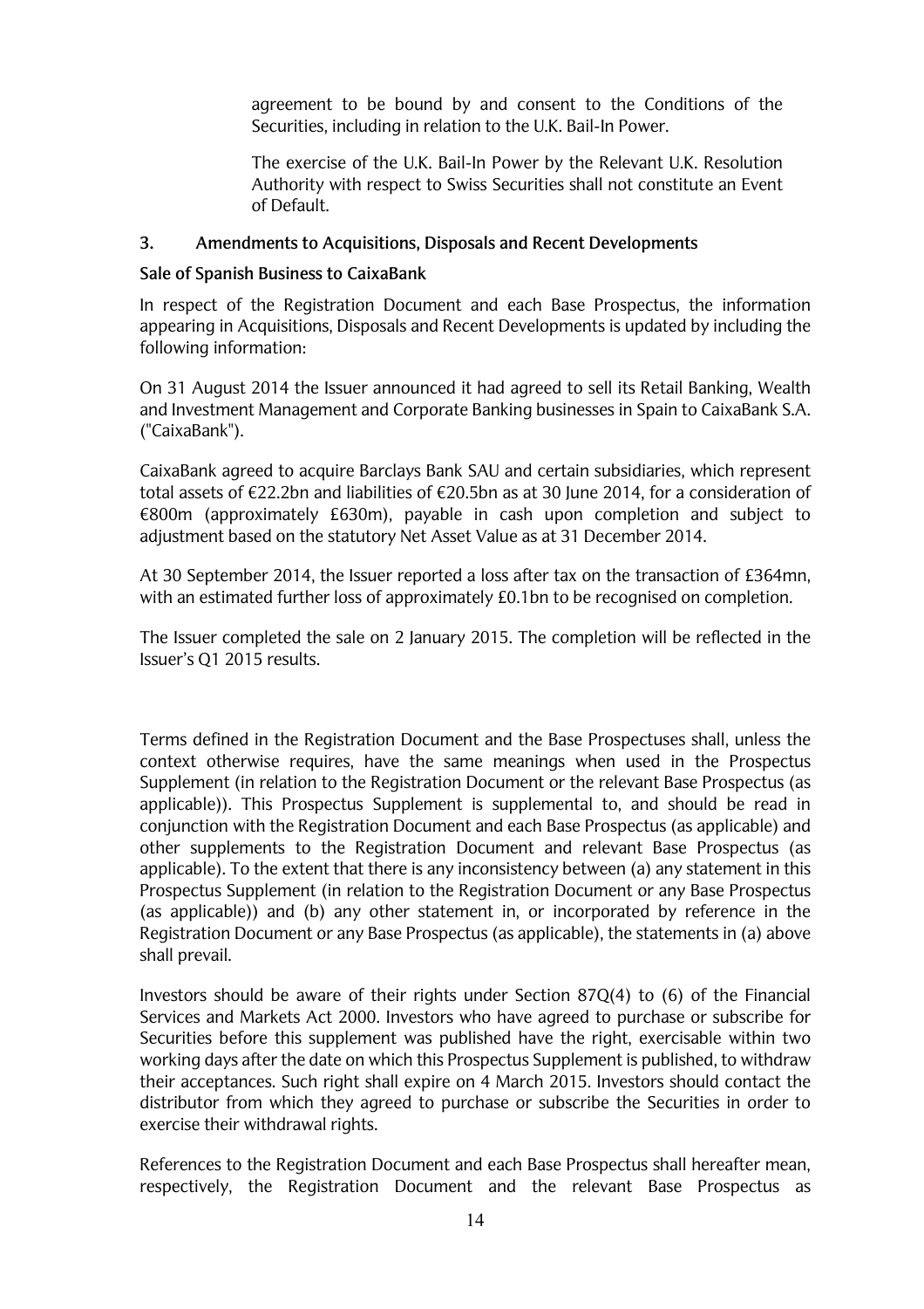agreement to be bound by and consent to the Conditions of the Securities, including in relation to the U.K. Bail-In Power.

The exercise of the U.K. Bail-In Power by the Relevant U.K. Resolution Authority with respect to Swiss Securities shall not constitute an Event of Default.

## 3. Amendments to Acquisitions, Disposals and Recent Developments

### Sale of Spanish Business to CaixaBank

In respect of the Registration Document and each Base Prospectus, the information appearing in Acquisitions, Disposals and Recent Developments is updated by including the following information:

On 31 August 2014 the Issuer announced it had agreed to sell its Retail Banking, Wealth and Investment Management and Corporate Banking businesses in Spain to CaixaBank S.A. ("CaixaBank").

CaixaBank agreed to acquire Barclays Bank SAU and certain subsidiaries, which represent total assets of €22.2bn and liabilities of €20.5bn as at 30 June 2014, for a consideration of €800m (approximately £630m), payable in cash upon completion and subject to adjustment based on the statutory Net Asset Value as at 31 December 2014.

At 30 September 2014, the Issuer reported a loss after tax on the transaction of £364mn, with an estimated further loss of approximately £0.1bn to be recognised on completion.

The Issuer completed the sale on 2 January 2015. The completion will be reflected in the Issuer's Q1 2015 results.

Terms defined in the Registration Document and the Base Prospectuses shall, unless the context otherwise requires, have the same meanings when used in the Prospectus Supplement (in relation to the Registration Document or the relevant Base Prospectus (as applicable)). This Prospectus Supplement is supplemental to, and should be read in conjunction with the Registration Document and each Base Prospectus (as applicable) and other supplements to the Registration Document and relevant Base Prospectus (as applicable). To the extent that there is any inconsistency between (a) any statement in this Prospectus Supplement (in relation to the Registration Document or any Base Prospectus (as applicable)) and (b) any other statement in, or incorporated by reference in the Registration Document or any Base Prospectus (as applicable), the statements in (a) above shall prevail.

Investors should be aware of their rights under Section 87Q(4) to (6) of the Financial Services and Markets Act 2000. Investors who have agreed to purchase or subscribe for Securities before this supplement was published have the right, exercisable within two working days after the date on which this Prospectus Supplement is published, to withdraw their acceptances. Such right shall expire on 4 March 2015. Investors should contact the distributor from which they agreed to purchase or subscribe the Securities in order to exercise their withdrawal rights.

References to the Registration Document and each Base Prospectus shall hereafter mean, respectively, the Registration Document and the relevant Base Prospectus as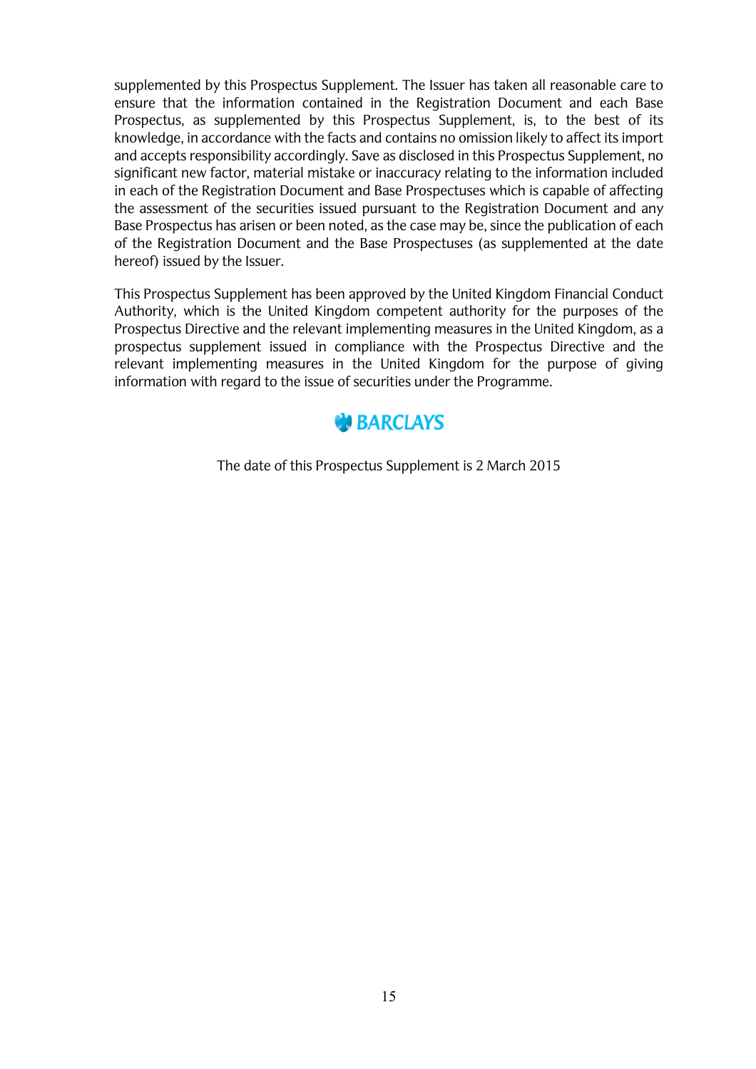supplemented by this Prospectus Supplement. The Issuer has taken all reasonable care to ensure that the information contained in the Registration Document and each Base Prospectus, as supplemented by this Prospectus Supplement, is, to the best of its knowledge, in accordance with the facts and contains no omission likely to affect its import and accepts responsibility accordingly. Save as disclosed in this Prospectus Supplement, no significant new factor, material mistake or inaccuracy relating to the information included in each of the Registration Document and Base Prospectuses which is capable of affecting the assessment of the securities issued pursuant to the Registration Document and any Base Prospectus has arisen or been noted, as the case may be, since the publication of each of the Registration Document and the Base Prospectuses (as supplemented at the date hereof) issued by the Issuer.

This Prospectus Supplement has been approved by the United Kingdom Financial Conduct Authority, which is the United Kingdom competent authority for the purposes of the Prospectus Directive and the relevant implementing measures in the United Kingdom, as a prospectus supplement issued in compliance with the Prospectus Directive and the relevant implementing measures in the United Kingdom for the purpose of giving information with regard to the issue of securities under the Programme.

BARCLAYS

The date of this Prospectus Supplement is 2 March 2015